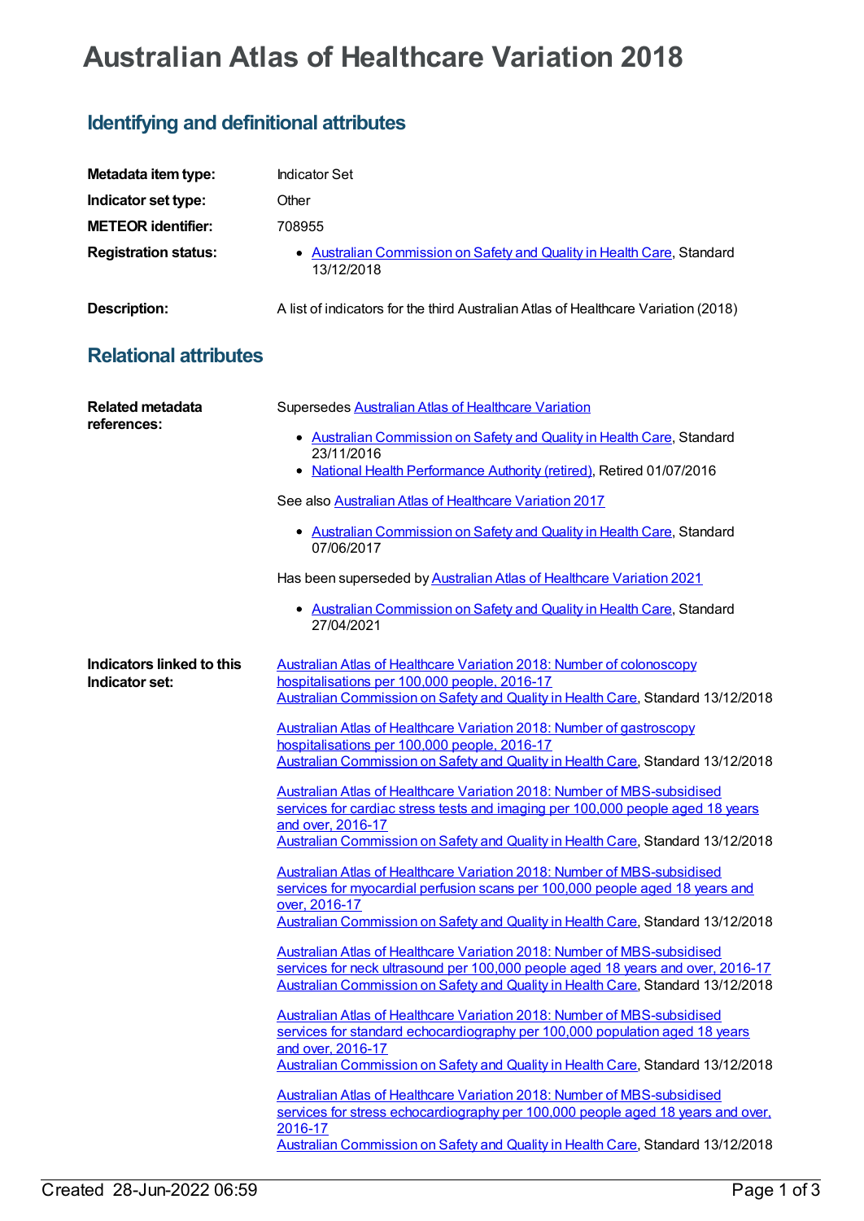# Australian Atlas of Healthcare Variation 2018

## Identifying and definitional attributes

**Metadata item type:** Indicator Set

**Indicator set type:** Other

**METEOR identifier:** 708955

**Registration status:**

- Australian Commission on Safety and Quality in Health Care, Standard 13/12/2018

**Description:** A list of indicators for the third Australian Atlas of Healthcare Variation (2018)

## Relational attributes

**Related metadata references:**

Supersedes Australian Atlas of Healthcare Variation

- Australian Commission on Safety and Quality in Health Care, Standard 23/11/2016
- National Health Performance Authority (retired), Retired 01/07/2016

See also Australian Atlas of Healthcare Variation 2017

- Australian Commission on Safety and Quality in Health Care, Standard 07/06/2017

Has been superseded by Australian Atlas of Healthcare Variation 2021

- Australian Commission on Safety and Quality in Health Care, Standard 27/04/2021

**Indicators linked to this Indicator set:**

Australian Atlas of Healthcare Variation 2018: Number of colonoscopy hospitalisations per 100,000 people, 2016-17
Australian Commission on Safety and Quality in Health Care, Standard 13/12/2018

Australian Atlas of Healthcare Variation 2018: Number of gastroscopy hospitalisations per 100,000 people, 2016-17
Australian Commission on Safety and Quality in Health Care, Standard 13/12/2018

Australian Atlas of Healthcare Variation 2018: Number of MBS-subsidised services for cardiac stress tests and imaging per 100,000 people aged 18 years and over, 2016-17
Australian Commission on Safety and Quality in Health Care, Standard 13/12/2018

Australian Atlas of Healthcare Variation 2018: Number of MBS-subsidised services for myocardial perfusion scans per 100,000 people aged 18 years and over, 2016-17
Australian Commission on Safety and Quality in Health Care, Standard 13/12/2018

Australian Atlas of Healthcare Variation 2018: Number of MBS-subsidised services for neck ultrasound per 100,000 people aged 18 years and over, 2016-17
Australian Commission on Safety and Quality in Health Care, Standard 13/12/2018

Australian Atlas of Healthcare Variation 2018: Number of MBS-subsidised services for standard echocardiography per 100,000 population aged 18 years and over, 2016-17
Australian Commission on Safety and Quality in Health Care, Standard 13/12/2018

Australian Atlas of Healthcare Variation 2018: Number of MBS-subsidised services for stress echocardiography per 100,000 people aged 18 years and over, 2016-17
Australian Commission on Safety and Quality in Health Care, Standard 13/12/2018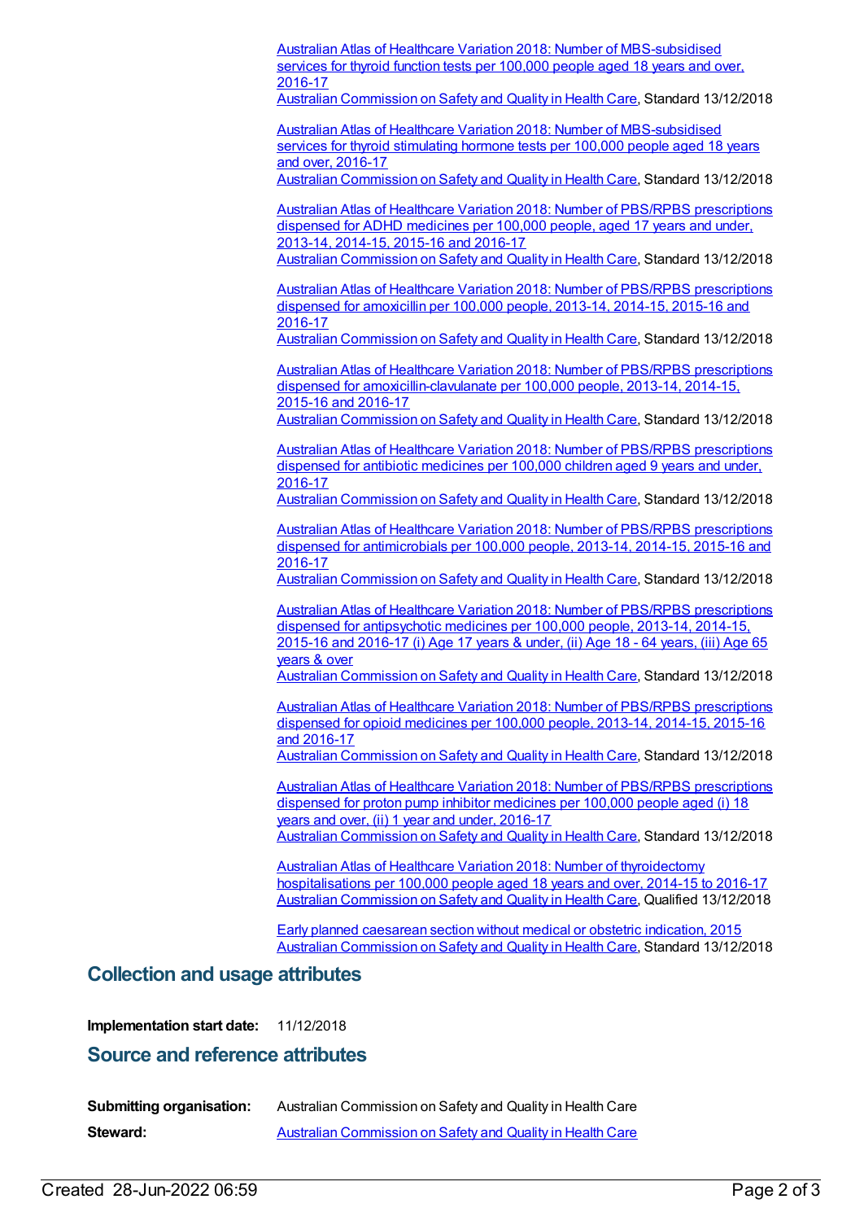Australian Atlas of Healthcare Variation 2018: Number of MBS-subsidised services for thyroid function tests per 100,000 people aged 18 years and over, 2016-17
Australian Commission on Safety and Quality in Health Care, Standard 13/12/2018

Australian Atlas of Healthcare Variation 2018: Number of MBS-subsidised services for thyroid stimulating hormone tests per 100,000 people aged 18 years and over, 2016-17
Australian Commission on Safety and Quality in Health Care, Standard 13/12/2018

Australian Atlas of Healthcare Variation 2018: Number of PBS/RPBS prescriptions dispensed for ADHD medicines per 100,000 people, aged 17 years and under, 2013-14, 2014-15, 2015-16 and 2016-17
Australian Commission on Safety and Quality in Health Care, Standard 13/12/2018

Australian Atlas of Healthcare Variation 2018: Number of PBS/RPBS prescriptions dispensed for amoxicillin per 100,000 people, 2013-14, 2014-15, 2015-16 and 2016-17
Australian Commission on Safety and Quality in Health Care, Standard 13/12/2018

Australian Atlas of Healthcare Variation 2018: Number of PBS/RPBS prescriptions dispensed for amoxicillin-clavulanate per 100,000 people, 2013-14, 2014-15, 2015-16 and 2016-17
Australian Commission on Safety and Quality in Health Care, Standard 13/12/2018

Australian Atlas of Healthcare Variation 2018: Number of PBS/RPBS prescriptions dispensed for antibiotic medicines per 100,000 children aged 9 years and under, 2016-17
Australian Commission on Safety and Quality in Health Care, Standard 13/12/2018

Australian Atlas of Healthcare Variation 2018: Number of PBS/RPBS prescriptions dispensed for antimicrobials per 100,000 people, 2013-14, 2014-15, 2015-16 and 2016-17
Australian Commission on Safety and Quality in Health Care, Standard 13/12/2018

Australian Atlas of Healthcare Variation 2018: Number of PBS/RPBS prescriptions dispensed for antipsychotic medicines per 100,000 people, 2013-14, 2014-15, 2015-16 and 2016-17 (i) Age 17 years & under, (ii) Age 18 - 64 years, (iii) Age 65 years & over
Australian Commission on Safety and Quality in Health Care, Standard 13/12/2018

Australian Atlas of Healthcare Variation 2018: Number of PBS/RPBS prescriptions dispensed for opioid medicines per 100,000 people, 2013-14, 2014-15, 2015-16 and 2016-17
Australian Commission on Safety and Quality in Health Care, Standard 13/12/2018

Australian Atlas of Healthcare Variation 2018: Number of PBS/RPBS prescriptions dispensed for proton pump inhibitor medicines per 100,000 people aged (i) 18 years and over, (ii) 1 year and under, 2016-17
Australian Commission on Safety and Quality in Health Care, Standard 13/12/2018

Australian Atlas of Healthcare Variation 2018: Number of thyroidectomy hospitalisations per 100,000 people aged 18 years and over, 2014-15 to 2016-17
Australian Commission on Safety and Quality in Health Care, Qualified 13/12/2018

Early planned caesarean section without medical or obstetric indication, 2015
Australian Commission on Safety and Quality in Health Care, Standard 13/12/2018

## Collection and usage attributes

**Implementation start date:** 11/12/2018

## Source and reference attributes

**Submitting organisation:** Australian Commission on Safety and Quality in Health Care

**Steward:** Australian Commission on Safety and Quality in Health Care